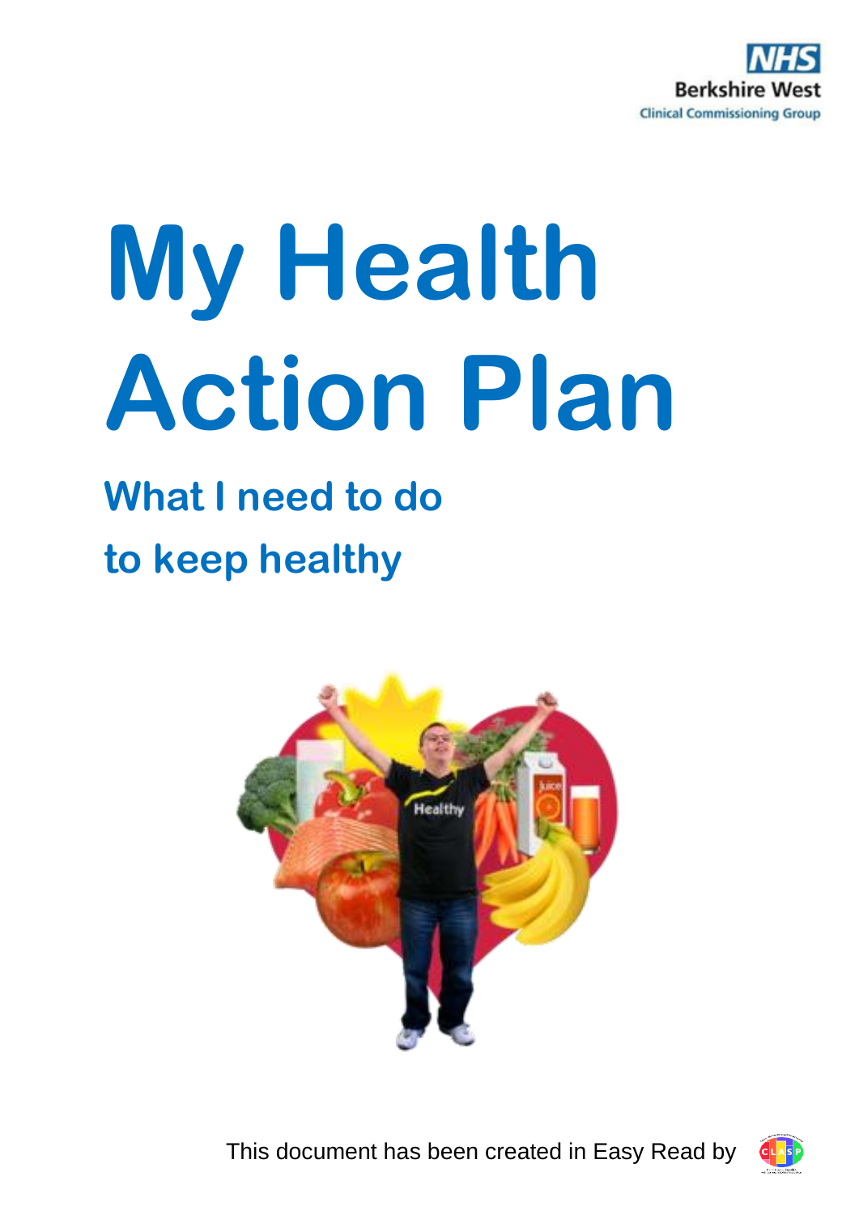NHS
Berkshire West
Clinical Commissioning Group

# My Health Action Plan

## What I need to do to keep healthy

This document has been created in Easy Read by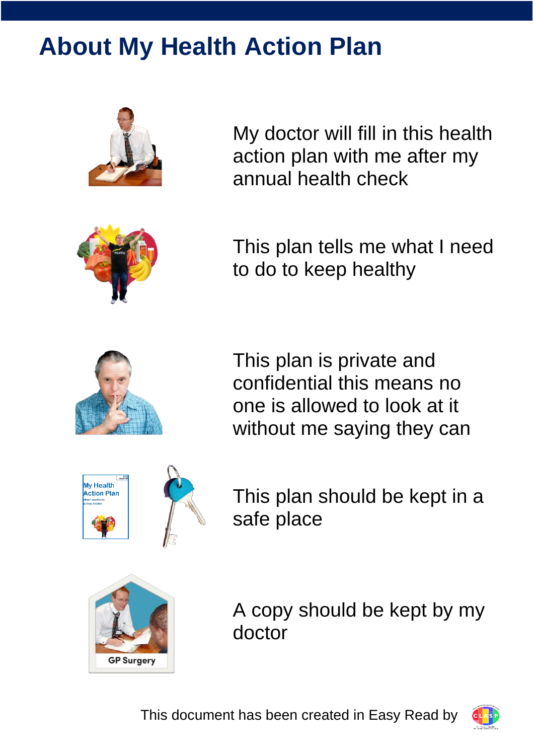# About My Health Action Plan

My doctor will fill in this health action plan with me after my annual health check

This plan tells me what I need to do to keep healthy

This plan is private and confidential this means no one is allowed to look at it without me saying they can

This plan should be kept in a safe place

A copy should be kept by my doctor

This document has been created in Easy Read by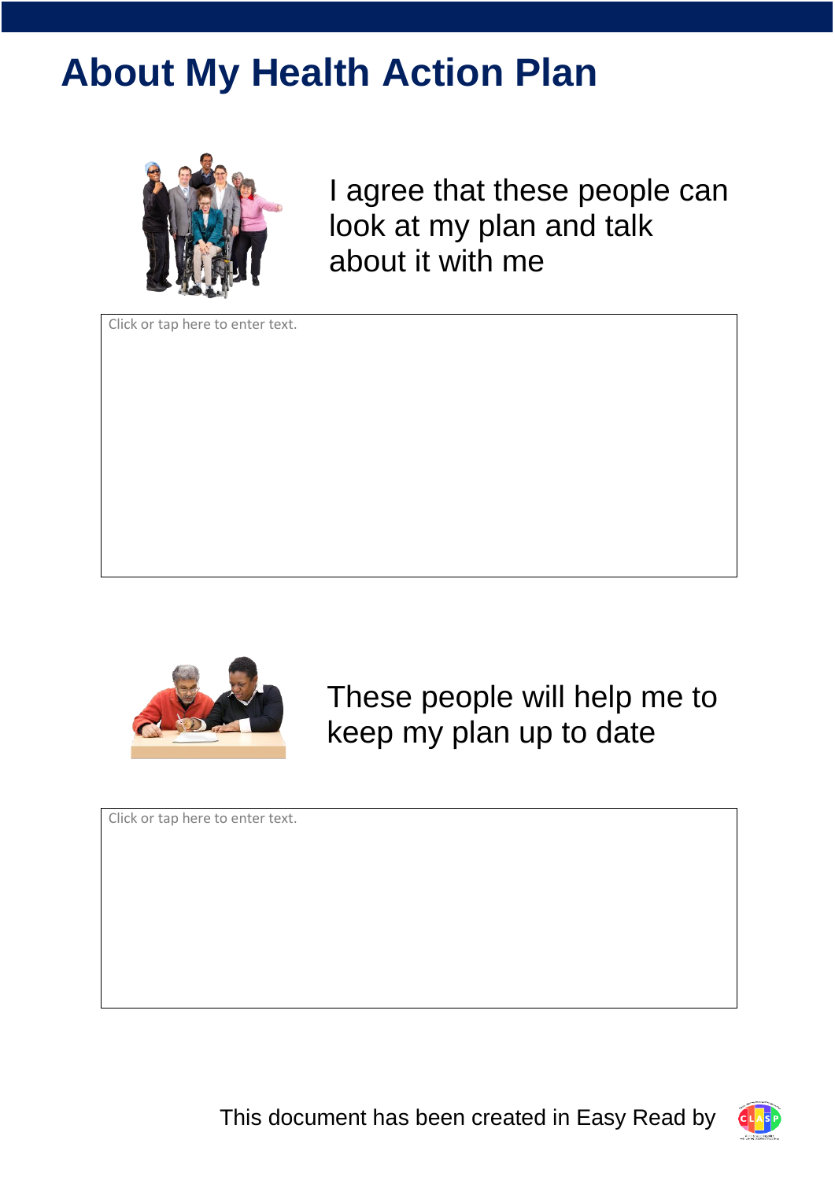# About My Health Action Plan

I agree that these people can look at my plan and talk about it with me

Click or tap here to enter text.

These people will help me to keep my plan up to date

Click or tap here to enter text.

This document has been created in Easy Read by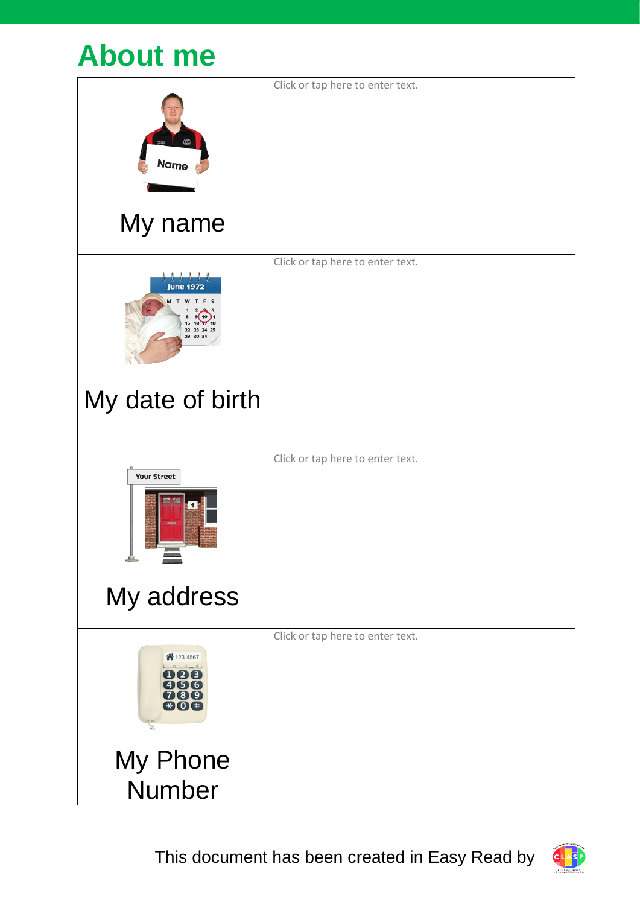# About me

| | |
|---|---|
| My name | Click or tap here to enter text. |
| My date of birth | Click or tap here to enter text. |
| My address | Click or tap here to enter text. |
| My Phone Number | Click or tap here to enter text. |

This document has been created in Easy Read by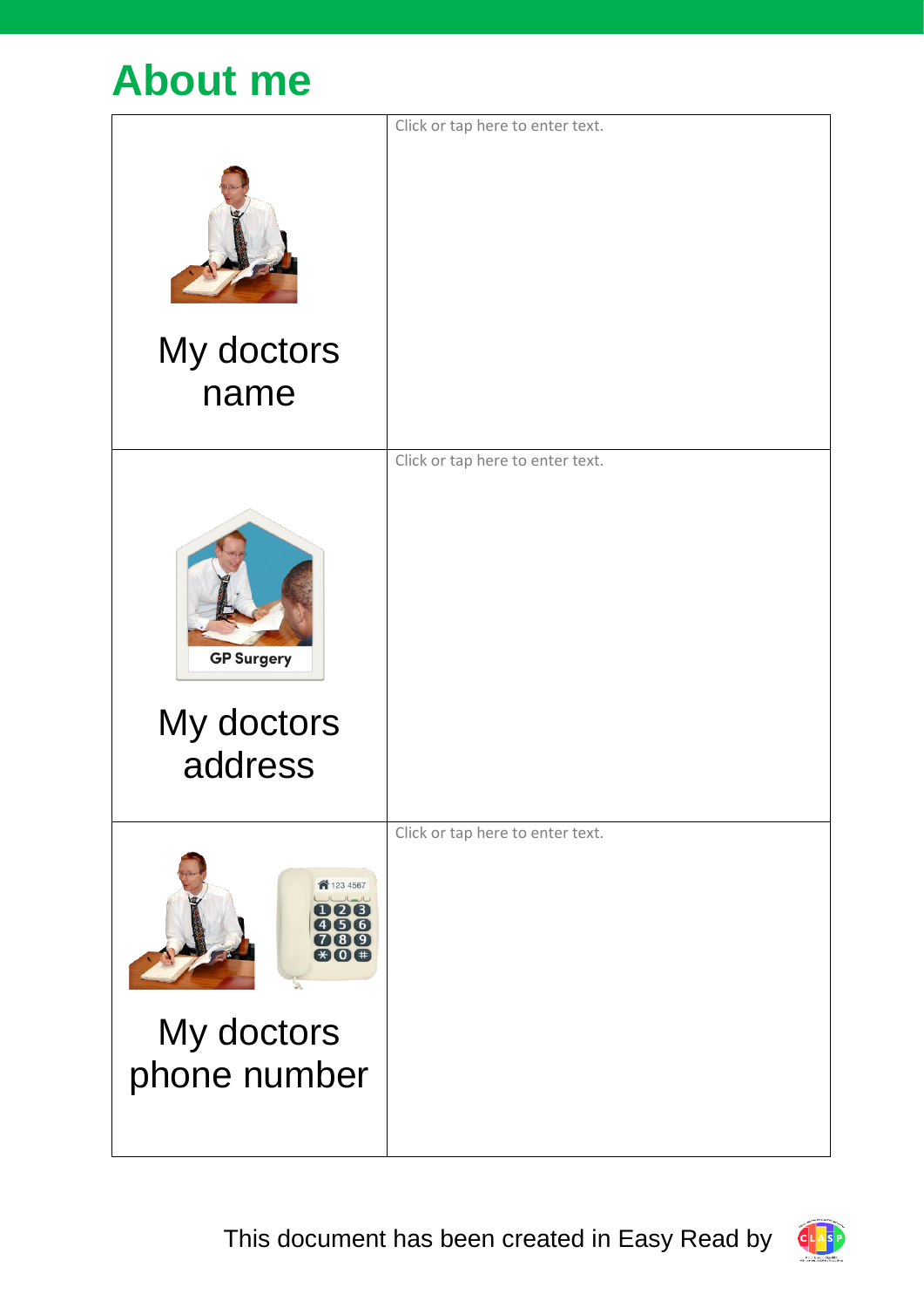# About me

| | |
|---|---|
| My doctors name | Click or tap here to enter text. |
| My doctors address | Click or tap here to enter text. |
| My doctors phone number | Click or tap here to enter text. |

This document has been created in Easy Read by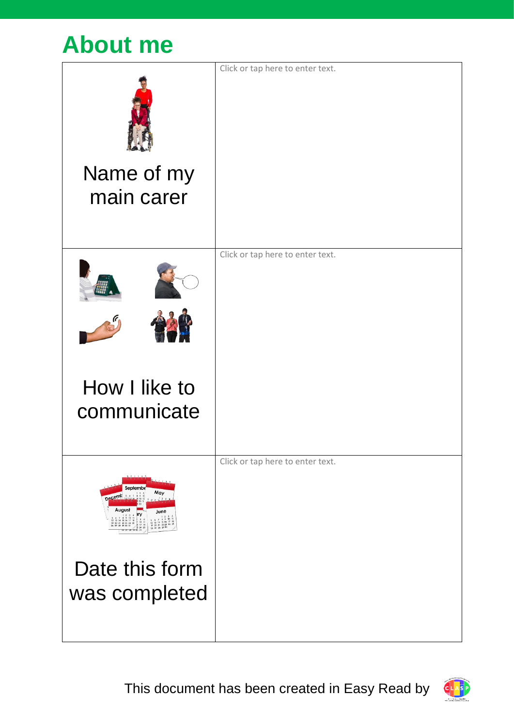## About me

| | |
|---|---|
| Name of my main carer | Click or tap here to enter text. |
| How I like to communicate | Click or tap here to enter text. |
| Date this form was completed | Click or tap here to enter text. |

This document has been created in Easy Read by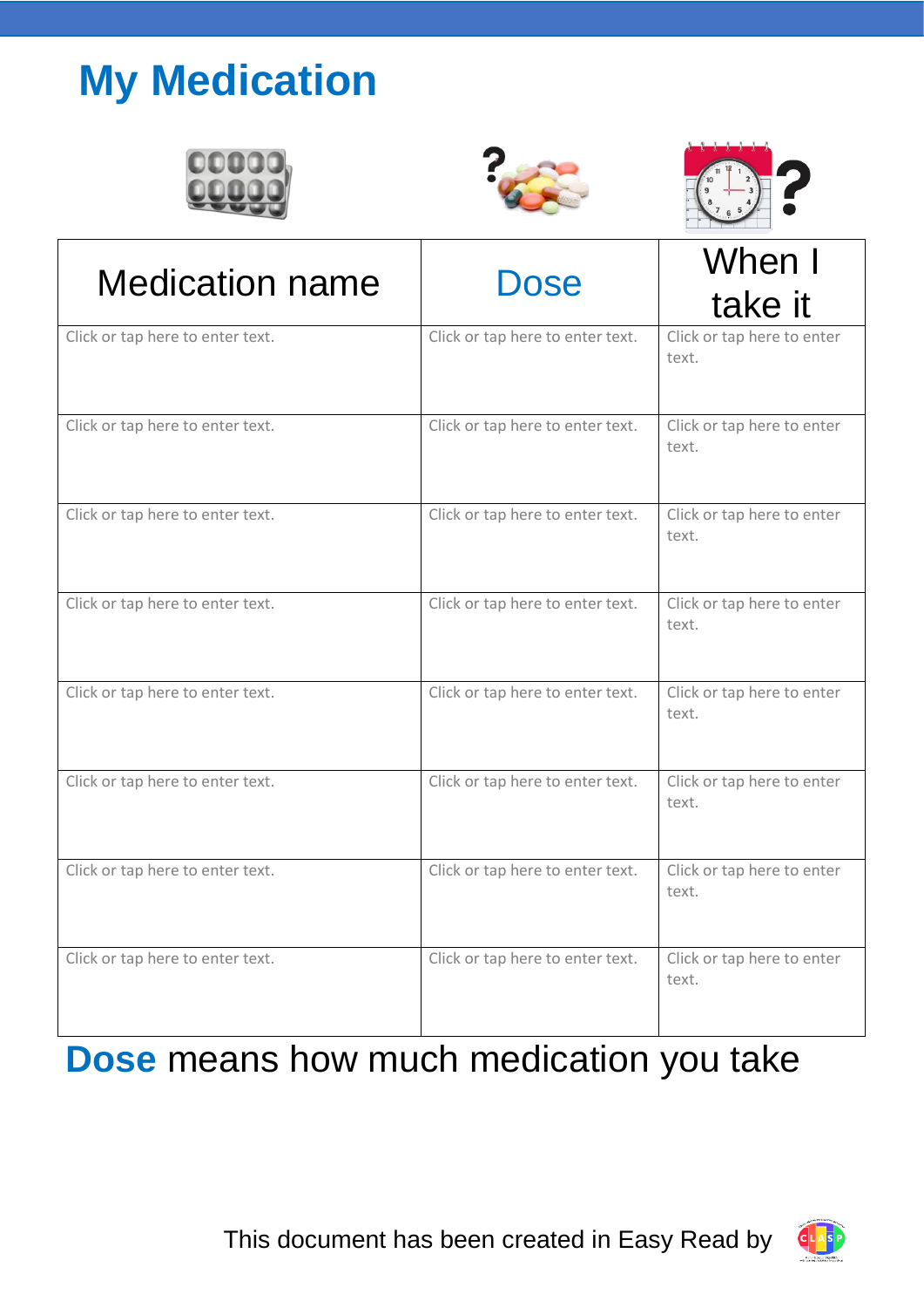# My Medication

| Medication name | Dose | When I take it |
| --- | --- | --- |
| Click or tap here to enter text. | Click or tap here to enter text. | Click or tap here to enter text. |
| Click or tap here to enter text. | Click or tap here to enter text. | Click or tap here to enter text. |
| Click or tap here to enter text. | Click or tap here to enter text. | Click or tap here to enter text. |
| Click or tap here to enter text. | Click or tap here to enter text. | Click or tap here to enter text. |
| Click or tap here to enter text. | Click or tap here to enter text. | Click or tap here to enter text. |
| Click or tap here to enter text. | Click or tap here to enter text. | Click or tap here to enter text. |
| Click or tap here to enter text. | Click or tap here to enter text. | Click or tap here to enter text. |
| Click or tap here to enter text. | Click or tap here to enter text. | Click or tap here to enter text. |

**Dose** means how much medication you take

This document has been created in Easy Read by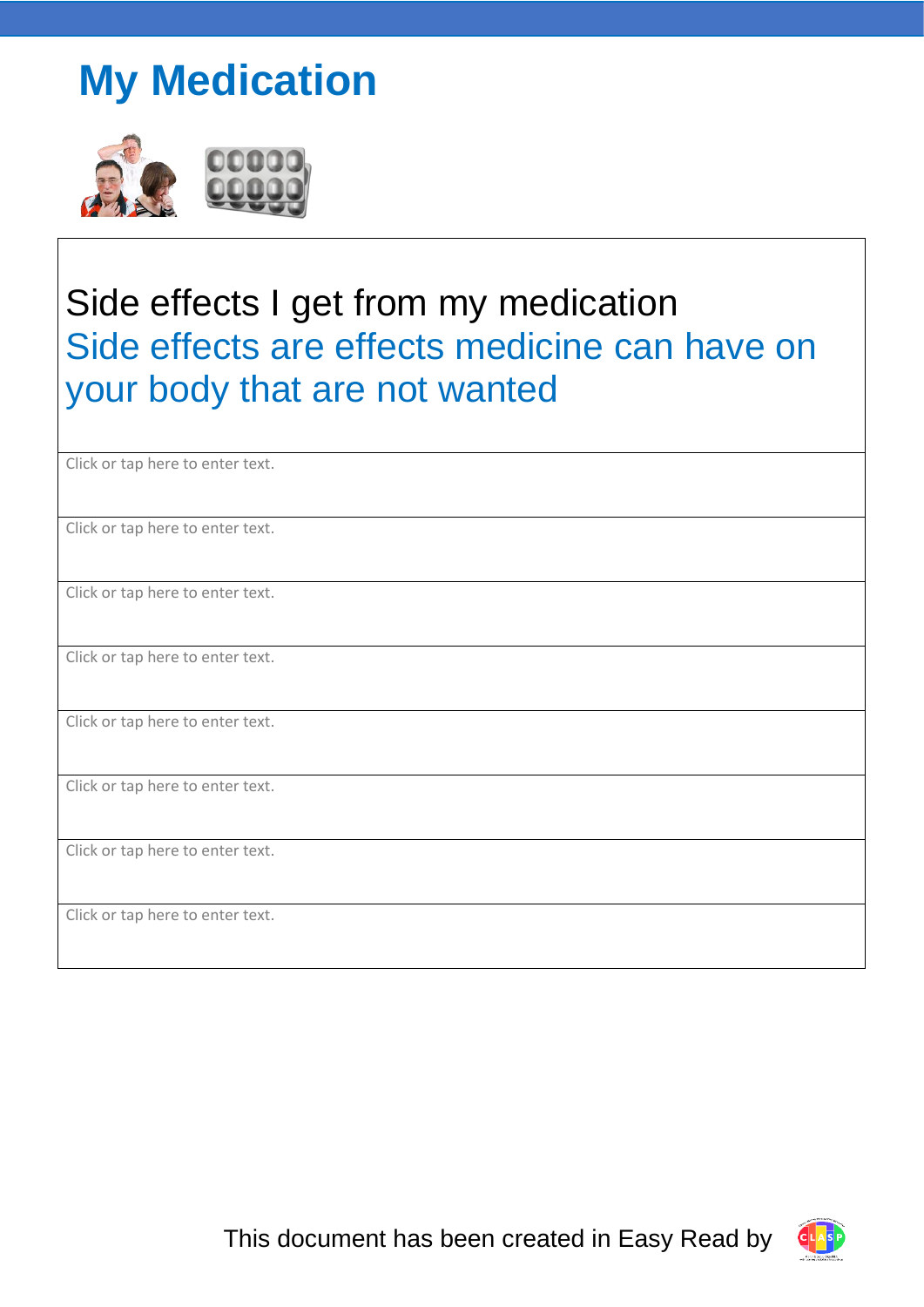# My Medication

| Side effects I get from my medication<br>Side effects are effects medicine can have on your body that are not wanted |
| --- |
| Click or tap here to enter text. |
| Click or tap here to enter text. |
| Click or tap here to enter text. |
| Click or tap here to enter text. |
| Click or tap here to enter text. |
| Click or tap here to enter text. |
| Click or tap here to enter text. |
| Click or tap here to enter text. |

This document has been created in Easy Read by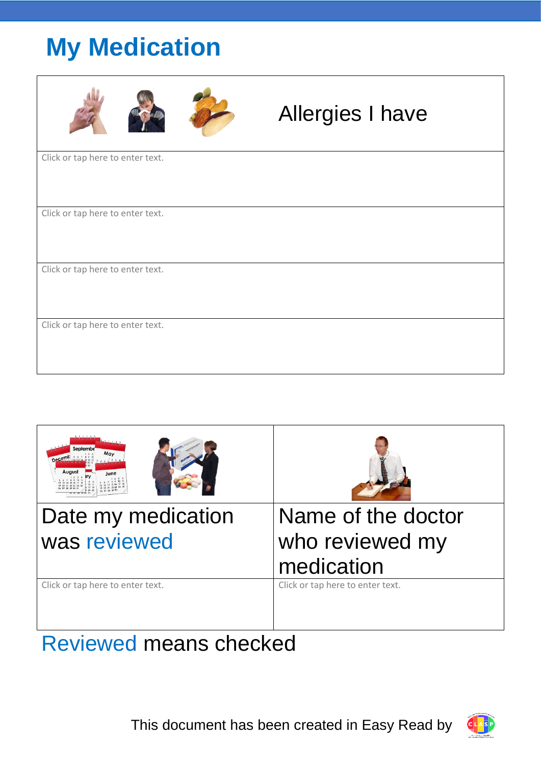# My Medication

| Allergies I have |
|---|
| Click or tap here to enter text. |
| Click or tap here to enter text. |
| Click or tap here to enter text. |
| Click or tap here to enter text. |

| Date my medication was reviewed | Name of the doctor who reviewed my medication |
|---|---|
| Click or tap here to enter text. | Click or tap here to enter text. |

Reviewed means checked

This document has been created in Easy Read by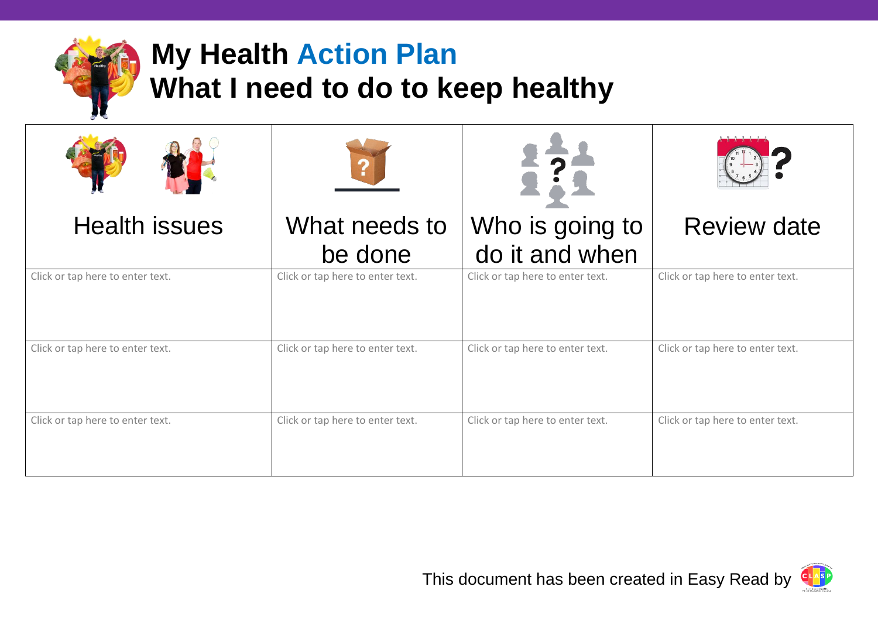# My Health Action Plan
## What I need to do to keep healthy

| Health issues | What needs to be done | Who is going to do it and when | Review date |
|---|---|---|---|
| Click or tap here to enter text. | Click or tap here to enter text. | Click or tap here to enter text. | Click or tap here to enter text. |
| Click or tap here to enter text. | Click or tap here to enter text. | Click or tap here to enter text. | Click or tap here to enter text. |
| Click or tap here to enter text. | Click or tap here to enter text. | Click or tap here to enter text. | Click or tap here to enter text. |

This document has been created in Easy Read by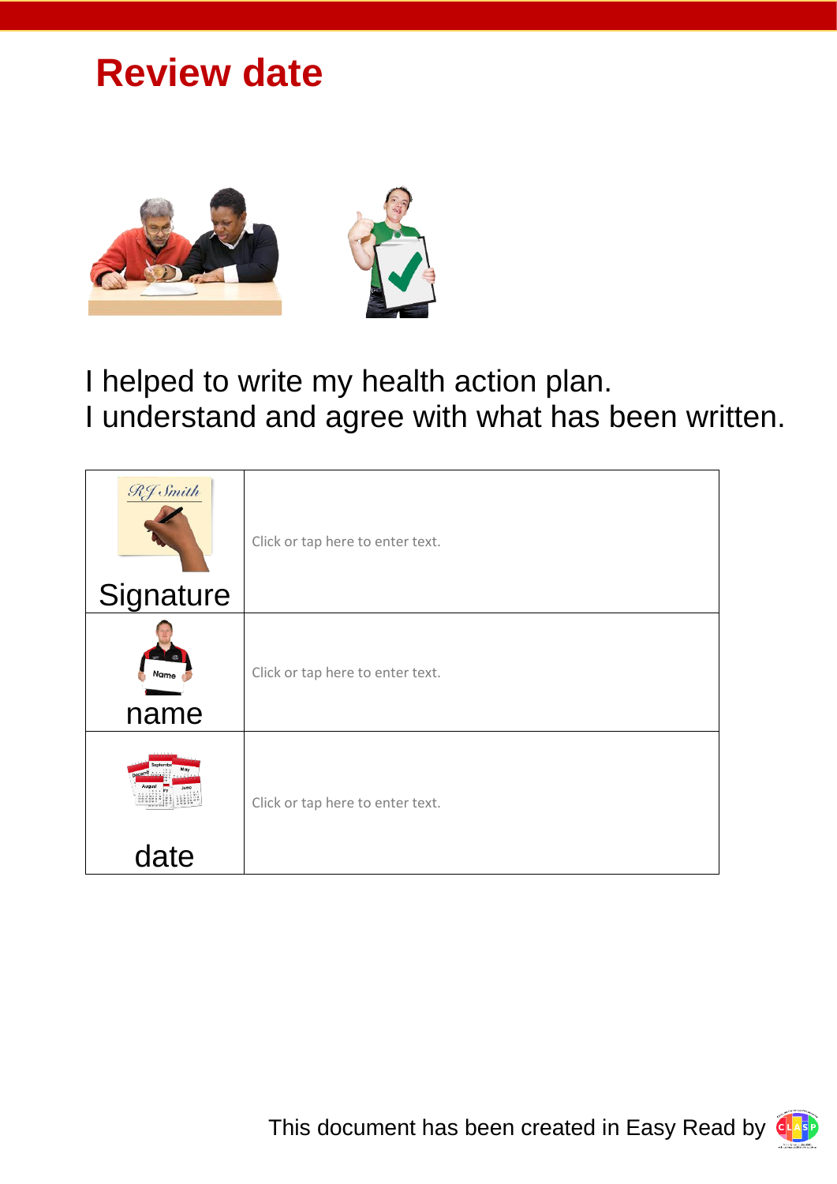# Review date

I helped to write my health action plan.
I understand and agree with what has been written.

| | |
|---|---|
| Signature | Click or tap here to enter text. |
| name | Click or tap here to enter text. |
| date | Click or tap here to enter text. |

This document has been created in Easy Read by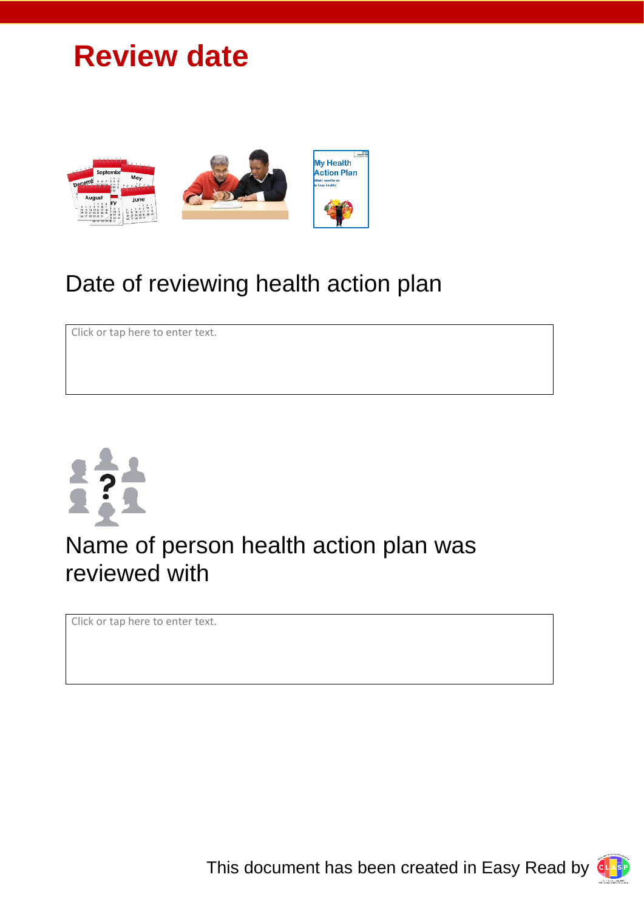# Review date

Date of reviewing health action plan

Click or tap here to enter text.

Name of person health action plan was reviewed with

Click or tap here to enter text.

This document has been created in Easy Read by